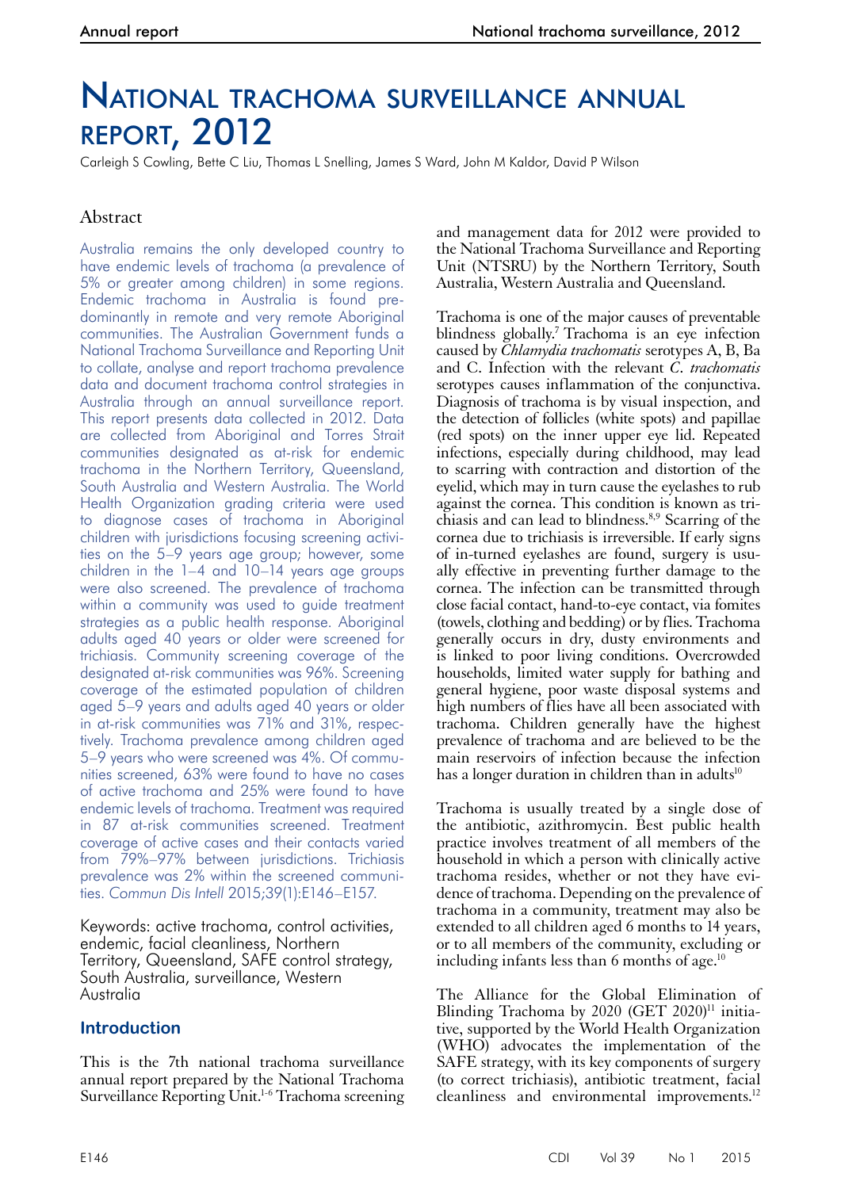# National trachoma surveillance annual report, 2012

Carleigh S Cowling, Bette C Liu, Thomas L Snelling, James S Ward, John M Kaldor, David P Wilson

## Abstract

Australia remains the only developed country to have endemic levels of trachoma (a prevalence of 5% or greater among children) in some regions. Endemic trachoma in Australia is found predominantly in remote and very remote Aboriginal communities. The Australian Government funds a National Trachoma Surveillance and Reporting Unit to collate, analyse and report trachoma prevalence data and document trachoma control strategies in Australia through an annual surveillance report. This report presents data collected in 2012. Data are collected from Aboriginal and Torres Strait communities designated as at-risk for endemic trachoma in the Northern Territory, Queensland, South Australia and Western Australia. The World Health Organization grading criteria were used to diagnose cases of trachoma in Aboriginal children with jurisdictions focusing screening activities on the 5–9 years age group; however, some children in the 1–4 and 10–14 years age groups were also screened. The prevalence of trachoma within a community was used to guide treatment strategies as a public health response. Aboriginal adults aged 40 years or older were screened for trichiasis. Community screening coverage of the designated at-risk communities was 96%. Screening coverage of the estimated population of children aged 5–9 years and adults aged 40 years or older in at-risk communities was 71% and 31%, respectively. Trachoma prevalence among children aged 5–9 years who were screened was 4%. Of communities screened, 63% were found to have no cases of active trachoma and 25% were found to have endemic levels of trachoma. Treatment was required in 87 at-risk communities screened. Treatment coverage of active cases and their contacts varied from 79%–97% between jurisdictions. Trichiasis prevalence was 2% within the screened communities. *Commun Dis Intell* 2015;39(1):E146–E157.

Keywords: active trachoma, control activities, endemic, facial cleanliness, Northern Territory, Queensland, SAFE control strategy, South Australia, surveillance, Western Australia

## Introduction

This is the 7th national trachoma surveillance annual report prepared by the National Trachoma Surveillance Reporting Unit.[1-6] Trachoma screening and management data for 2012 were provided to the National Trachoma Surveillance and Reporting Unit (NTSRU) by the Northern Territory, South Australia, Western Australia and Queensland.

Trachoma is one of the major causes of preventable blindness globally.[7] Trachoma is an eye infection caused by *Chlamydia trachomatis* serotypes A, B, Ba and C. Infection with the relevant *C. trachomatis* serotypes causes inflammation of the conjunctiva. Diagnosis of trachoma is by visual inspection, and the detection of follicles (white spots) and papillae (red spots) on the inner upper eye lid. Repeated infections, especially during childhood, may lead to scarring with contraction and distortion of the eyelid, which may in turn cause the eyelashes to rub against the cornea. This condition is known as trichiasis and can lead to blindness.[8,9] Scarring of the cornea due to trichiasis is irreversible. If early signs of in-turned eyelashes are found, surgery is usually effective in preventing further damage to the cornea. The infection can be transmitted through close facial contact, hand-to-eye contact, via fomites (towels, clothing and bedding) or by flies. Trachoma generally occurs in dry, dusty environments and is linked to poor living conditions. Overcrowded households, limited water supply for bathing and general hygiene, poor waste disposal systems and high numbers of flies have all been associated with trachoma. Children generally have the highest prevalence of trachoma and are believed to be the main reservoirs of infection because the infection has a longer duration in children than in adults[10]

Trachoma is usually treated by a single dose of the antibiotic, azithromycin. Best public health practice involves treatment of all members of the household in which a person with clinically active trachoma resides, whether or not they have evidence of trachoma. Depending on the prevalence of trachoma in a community, treatment may also be extended to all children aged 6 months to 14 years, or to all members of the community, excluding or including infants less than 6 months of age.[10]

The Alliance for the Global Elimination of Blinding Trachoma by 2020 (GET 2020)[11] initiative, supported by the World Health Organization (WHO) advocates the implementation of the SAFE strategy, with its key components of surgery (to correct trichiasis), antibiotic treatment, facial cleanliness and environmental improvements.[12]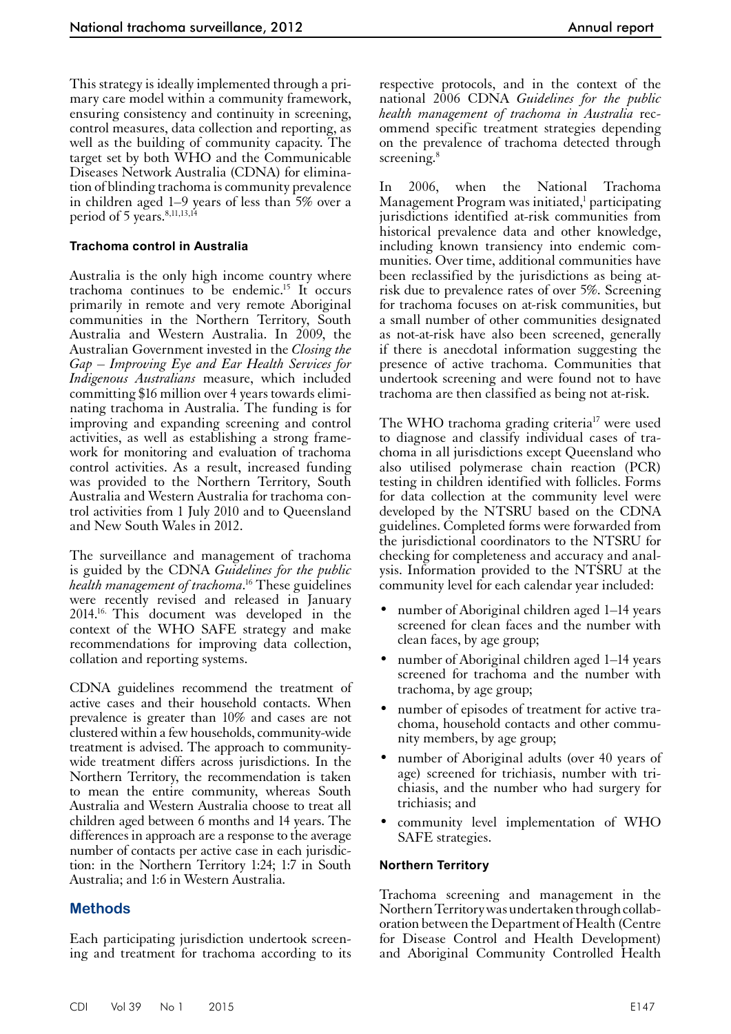This strategy is ideally implemented through a primary care model within a community framework, ensuring consistency and continuity in screening, control measures, data collection and reporting, as well as the building of community capacity. The target set by both WHO and the Communicable Diseases Network Australia (CDNA) for elimination of blinding trachoma is community prevalence in children aged 1–9 years of less than 5% over a period of 5 years.[8,11,13,14]

### Trachoma control in Australia

Australia is the only high income country where trachoma continues to be endemic.[15] It occurs primarily in remote and very remote Aboriginal communities in the Northern Territory, South Australia and Western Australia. In 2009, the Australian Government invested in the *Closing the Gap – Improving Eye and Ear Health Services for Indigenous Australians* measure, which included committing $16 million over 4 years towards eliminating trachoma in Australia. The funding is for improving and expanding screening and control activities, as well as establishing a strong framework for monitoring and evaluation of trachoma control activities. As a result, increased funding was provided to the Northern Territory, South Australia and Western Australia for trachoma control activities from 1 July 2010 and to Queensland and New South Wales in 2012.

The surveillance and management of trachoma is guided by the CDNA *Guidelines for the public health management of trachoma*.[16] These guidelines were recently revised and released in January 2014.[16] This document was developed in the context of the WHO SAFE strategy and make recommendations for improving data collection, collation and reporting systems.

CDNA guidelines recommend the treatment of active cases and their household contacts. When prevalence is greater than 10% and cases are not clustered within a few households, community-wide treatment is advised. The approach to community-wide treatment differs across jurisdictions. In the Northern Territory, the recommendation is taken to mean the entire community, whereas South Australia and Western Australia choose to treat all children aged between 6 months and 14 years. The differences in approach are a response to the average number of contacts per active case in each jurisdiction: in the Northern Territory 1:24; 1:7 in South Australia; and 1:6 in Western Australia.

## Methods

Each participating jurisdiction undertook screening and treatment for trachoma according to its respective protocols, and in the context of the national 2006 CDNA *Guidelines for the public health management of trachoma in Australia* recommend specific treatment strategies depending on the prevalence of trachoma detected through screening.[8]

In 2006, when the National Trachoma Management Program was initiated,[1] participating jurisdictions identified at-risk communities from historical prevalence data and other knowledge, including known transiency into endemic communities. Over time, additional communities have been reclassified by the jurisdictions as being at-risk due to prevalence rates of over 5%. Screening for trachoma focuses on at-risk communities, but a small number of other communities designated as not-at-risk have also been screened, generally if there is anecdotal information suggesting the presence of active trachoma. Communities that undertook screening and were found not to have trachoma are then classified as being not at-risk.

The WHO trachoma grading criteria[17] were used to diagnose and classify individual cases of trachoma in all jurisdictions except Queensland who also utilised polymerase chain reaction (PCR) testing in children identified with follicles. Forms for data collection at the community level were developed by the NTSRU based on the CDNA guidelines. Completed forms were forwarded from the jurisdictional coordinators to the NTSRU for checking for completeness and accuracy and analysis. Information provided to the NTSRU at the community level for each calendar year included:

- number of Aboriginal children aged 1–14 years screened for clean faces and the number with clean faces, by age group;
- number of Aboriginal children aged 1–14 years screened for trachoma and the number with trachoma, by age group;
- number of episodes of treatment for active trachoma, household contacts and other community members, by age group;
- number of Aboriginal adults (over 40 years of age) screened for trichiasis, number with trichiasis, and the number who had surgery for trichiasis; and
- community level implementation of WHO SAFE strategies.

### Northern Territory

Trachoma screening and management in the Northern Territory was undertaken through collaboration between the Department of Health (Centre for Disease Control and Health Development) and Aboriginal Community Controlled Health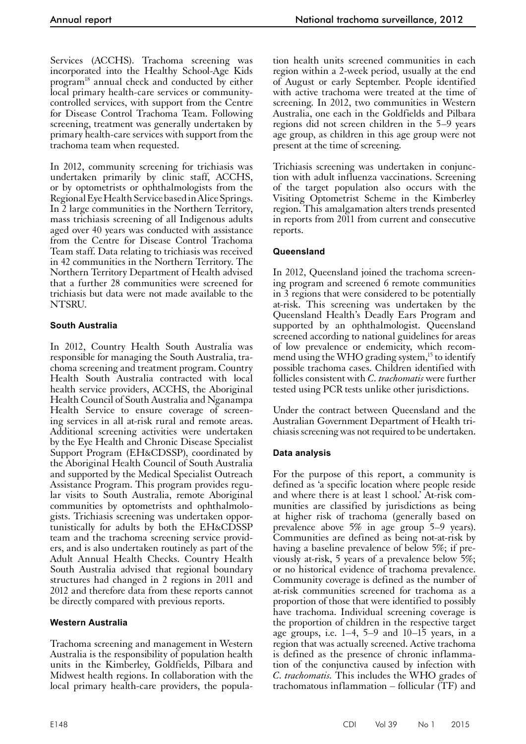Services (ACCHS). Trachoma screening was incorporated into the Healthy School-Age Kids program[18] annual check and conducted by either local primary health-care services or community-controlled services, with support from the Centre for Disease Control Trachoma Team. Following screening, treatment was generally undertaken by primary health-care services with support from the trachoma team when requested.

In 2012, community screening for trichiasis was undertaken primarily by clinic staff, ACCHS, or by optometrists or ophthalmologists from the Regional Eye Health Service based in Alice Springs. In 2 large communities in the Northern Territory, mass trichiasis screening of all Indigenous adults aged over 40 years was conducted with assistance from the Centre for Disease Control Trachoma Team staff. Data relating to trichiasis was received in 42 communities in the Northern Territory. The Northern Territory Department of Health advised that a further 28 communities were screened for trichiasis but data were not made available to the NTSRU.

### South Australia

In 2012, Country Health South Australia was responsible for managing the South Australia, trachoma screening and treatment program. Country Health South Australia contracted with local health service providers, ACCHS, the Aboriginal Health Council of South Australia and Nganampa Health Service to ensure coverage of screening services in all at-risk rural and remote areas. Additional screening activities were undertaken by the Eye Health and Chronic Disease Specialist Support Program (EH&CDSSP), coordinated by the Aboriginal Health Council of South Australia and supported by the Medical Specialist Outreach Assistance Program. This program provides regular visits to South Australia, remote Aboriginal communities by optometrists and ophthalmologists. Trichiasis screening was undertaken opportunistically for adults by both the EH&CDSSP team and the trachoma screening service providers, and is also undertaken routinely as part of the Adult Annual Health Checks. Country Health South Australia advised that regional boundary structures had changed in 2 regions in 2011 and 2012 and therefore data from these reports cannot be directly compared with previous reports.

### Western Australia

Trachoma screening and management in Western Australia is the responsibility of population health units in the Kimberley, Goldfields, Pilbara and Midwest health regions. In collaboration with the local primary health-care providers, the population health units screened communities in each region within a 2-week period, usually at the end of August or early September. People identified with active trachoma were treated at the time of screening. In 2012, two communities in Western Australia, one each in the Goldfields and Pilbara regions did not screen children in the 5–9 years age group, as children in this age group were not present at the time of screening.

Trichiasis screening was undertaken in conjunction with adult influenza vaccinations. Screening of the target population also occurs with the Visiting Optometrist Scheme in the Kimberley region. This amalgamation alters trends presented in reports from 2011 from current and consecutive reports.

### Queensland

In 2012, Queensland joined the trachoma screening program and screened 6 remote communities in 3 regions that were considered to be potentially at-risk. This screening was undertaken by the Queensland Health's Deadly Ears Program and supported by an ophthalmologist. Queensland screened according to national guidelines for areas of low prevalence or endemicity, which recommend using the WHO grading system,[15] to identify possible trachoma cases. Children identified with follicles consistent with *C. trachomatis* were further tested using PCR tests unlike other jurisdictions.

Under the contract between Queensland and the Australian Government Department of Health trichiasis screening was not required to be undertaken.

### Data analysis

For the purpose of this report, a community is defined as 'a specific location where people reside and where there is at least 1 school.' At-risk communities are classified by jurisdictions as being at higher risk of trachoma (generally based on prevalence above 5% in age group 5–9 years). Communities are defined as being not-at-risk by having a baseline prevalence of below 5%; if previously at-risk, 5 years of a prevalence below 5%; or no historical evidence of trachoma prevalence. Community coverage is defined as the number of at-risk communities screened for trachoma as a proportion of those that were identified to possibly have trachoma. Individual screening coverage is the proportion of children in the respective target age groups, i.e. 1–4, 5–9 and 10–15 years, in a region that was actually screened. Active trachoma is defined as the presence of chronic inflammation of the conjunctiva caused by infection with *C. trachomatis.* This includes the WHO grades of trachomatous inflammation – follicular (TF) and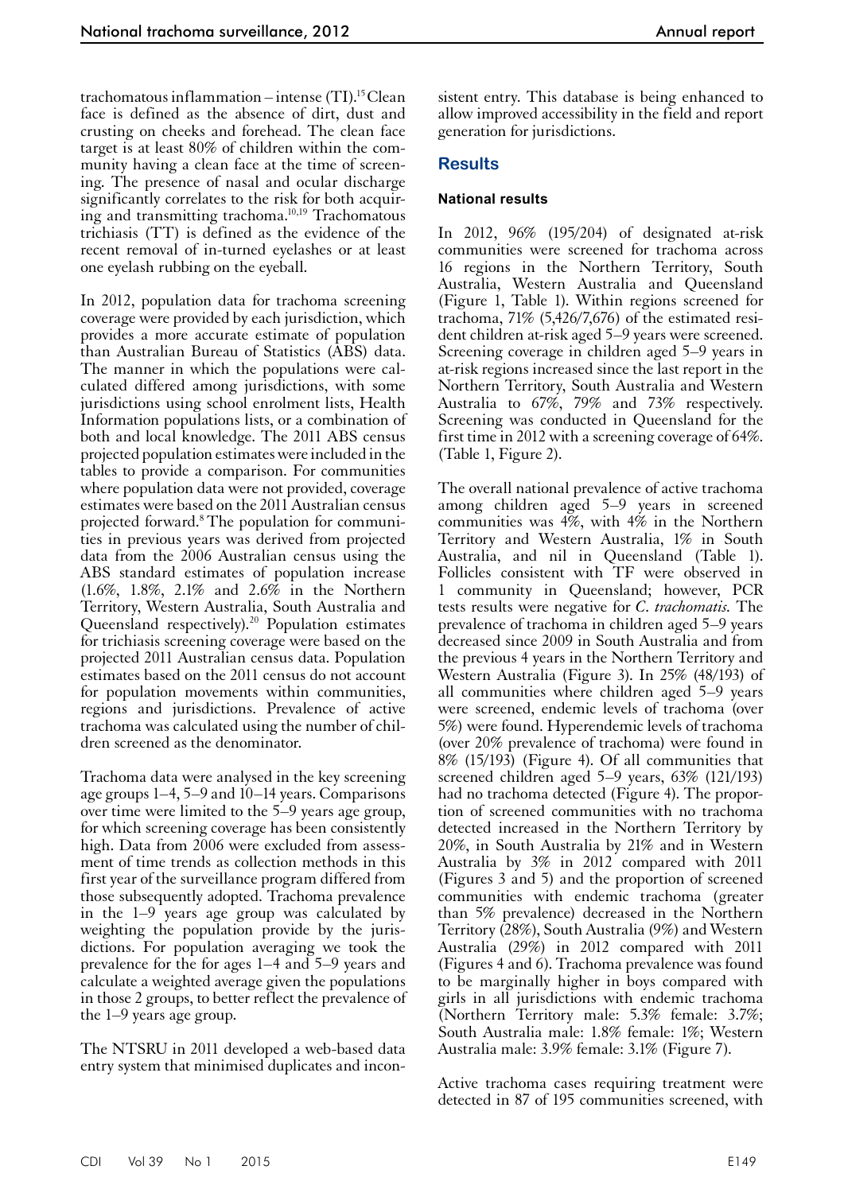trachomatous inflammation – intense (TI).[15] Clean face is defined as the absence of dirt, dust and crusting on cheeks and forehead. The clean face target is at least 80% of children within the community having a clean face at the time of screening. The presence of nasal and ocular discharge significantly correlates to the risk for both acquiring and transmitting trachoma.[10,19] Trachomatous trichiasis (TT) is defined as the evidence of the recent removal of in-turned eyelashes or at least one eyelash rubbing on the eyeball.

In 2012, population data for trachoma screening coverage were provided by each jurisdiction, which provides a more accurate estimate of population than Australian Bureau of Statistics (ABS) data. The manner in which the populations were calculated differed among jurisdictions, with some jurisdictions using school enrolment lists, Health Information populations lists, or a combination of both and local knowledge. The 2011 ABS census projected population estimates were included in the tables to provide a comparison. For communities where population data were not provided, coverage estimates were based on the 2011 Australian census projected forward.[8] The population for communities in previous years was derived from projected data from the 2006 Australian census using the ABS standard estimates of population increase (1.6%, 1.8%, 2.1% and 2.6% in the Northern Territory, Western Australia, South Australia and Queensland respectively).[20] Population estimates for trichiasis screening coverage were based on the projected 2011 Australian census data. Population estimates based on the 2011 census do not account for population movements within communities, regions and jurisdictions. Prevalence of active trachoma was calculated using the number of children screened as the denominator.

Trachoma data were analysed in the key screening age groups 1–4, 5–9 and 10–14 years. Comparisons over time were limited to the 5–9 years age group, for which screening coverage has been consistently high. Data from 2006 were excluded from assessment of time trends as collection methods in this first year of the surveillance program differed from those subsequently adopted. Trachoma prevalence in the 1–9 years age group was calculated by weighting the population provide by the jurisdictions. For population averaging we took the prevalence for the for ages 1–4 and 5–9 years and calculate a weighted average given the populations in those 2 groups, to better reflect the prevalence of the 1–9 years age group.

The NTSRU in 2011 developed a web-based data entry system that minimised duplicates and inconsistent entry. This database is being enhanced to allow improved accessibility in the field and report generation for jurisdictions.

## Results

### National results

In 2012, 96% (195/204) of designated at-risk communities were screened for trachoma across 16 regions in the Northern Territory, South Australia, Western Australia and Queensland (Figure 1, Table 1). Within regions screened for trachoma, 71% (5,426/7,676) of the estimated resident children at-risk aged 5–9 years were screened. Screening coverage in children aged 5–9 years in at-risk regions increased since the last report in the Northern Territory, South Australia and Western Australia to 67%, 79% and 73% respectively. Screening was conducted in Queensland for the first time in 2012 with a screening coverage of 64%. (Table 1, Figure 2).

The overall national prevalence of active trachoma among children aged 5–9 years in screened communities was 4%, with 4% in the Northern Territory and Western Australia, 1% in South Australia, and nil in Queensland (Table 1). Follicles consistent with TF were observed in 1 community in Queensland; however, PCR tests results were negative for *C. trachomatis*. The prevalence of trachoma in children aged 5–9 years decreased since 2009 in South Australia and from the previous 4 years in the Northern Territory and Western Australia (Figure 3). In 25% (48/193) of all communities where children aged 5–9 years were screened, endemic levels of trachoma (over 5%) were found. Hyperendemic levels of trachoma (over 20% prevalence of trachoma) were found in 8% (15/193) (Figure 4). Of all communities that screened children aged 5–9 years, 63% (121/193) had no trachoma detected (Figure 4). The proportion of screened communities with no trachoma detected increased in the Northern Territory by 20%, in South Australia by 21% and in Western Australia by 3% in 2012 compared with 2011 (Figures 3 and 5) and the proportion of screened communities with endemic trachoma (greater than 5% prevalence) decreased in the Northern Territory (28%), South Australia (9%) and Western Australia (29%) in 2012 compared with 2011 (Figures 4 and 6). Trachoma prevalence was found to be marginally higher in boys compared with girls in all jurisdictions with endemic trachoma (Northern Territory male: 5.3% female: 3.7%; South Australia male: 1.8% female: 1%; Western Australia male: 3.9% female: 3.1% (Figure 7).

Active trachoma cases requiring treatment were detected in 87 of 195 communities screened, with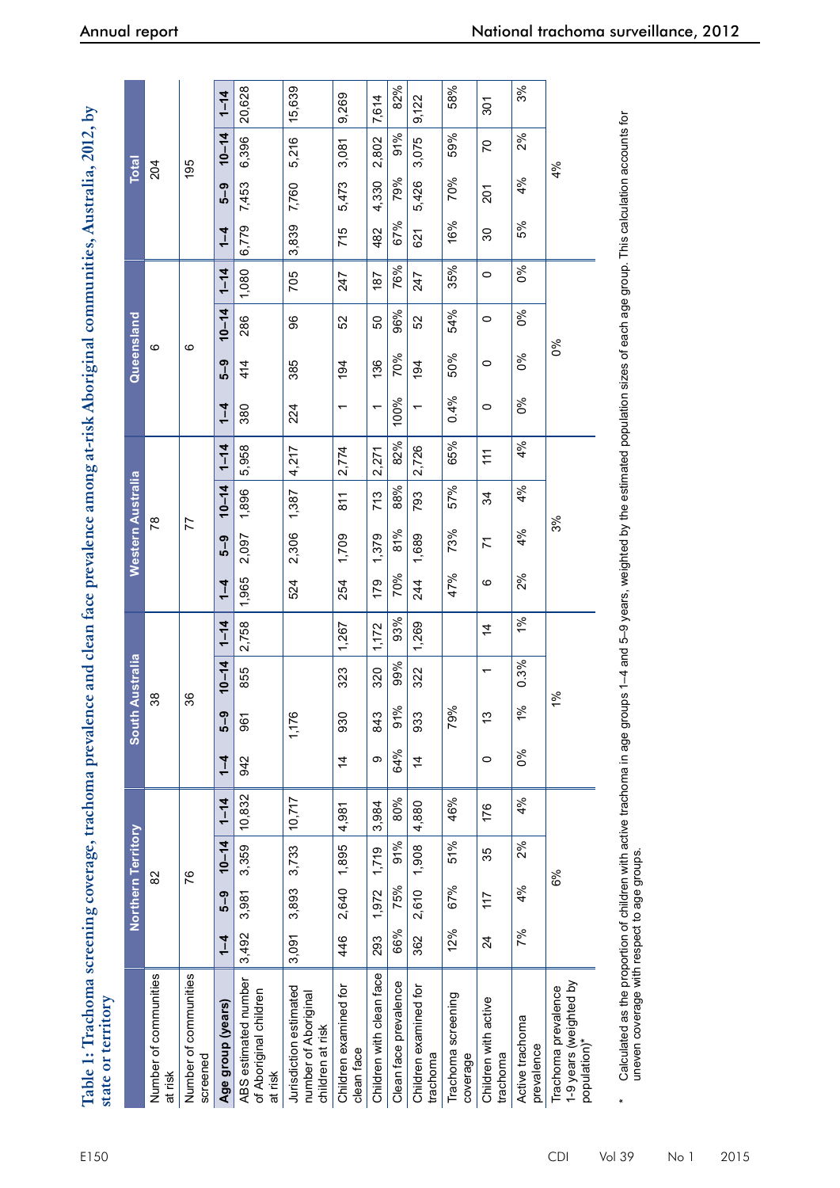**Table 1: Trachoma screening coverage, trachoma prevalence and clean face prevalence among at-risk Aboriginal communities, Australia, 2012, by state or territory**

| | Northern Territory | | | | South Australia | | | | Western Australia | | | | Queensland | | | | Total | | | |
|---|---|---|---|---|---|---|---|---|---|---|---|---|---|---|---|---|---|---|---|---|
| Number of communities at risk | 82 | | | | 38 | | | | 78 | | | | 6 | | | | 204 | | | |
| Number of communities screened | 76 | | | | 36 | | | | 77 | | | | 6 | | | | 195 | | | |
| **Age group (years)** | **1–4** | **5–9** | **10–14** | **1–14** | **1–4** | **5–9** | **10–14** | **1–14** | **1–4** | **5–9** | **10–14** | **1–14** | **1–4** | **5–9** | **10–14** | **1–14** | **1–4** | **5–9** | **10–14** | **1–14** |
| ABS estimated number of Aboriginal children at risk | 3,492 | 3,981 | 3,359 | 10,832 | 942 | 961 | 855 | 2,758 | 1,965 | 2,097 | 1,896 | 5,958 | 380 | 414 | 286 | 1,080 | 6,779 | 7,453 | 6,396 | 20,628 |
| Jurisdiction estimated number of Aboriginal children at risk | 3,091 | 3,893 | 3,733 | 10,717 | | 1,176 | | | 524 | 2,306 | 1,387 | 4,217 | 224 | 385 | 96 | 705 | 3,839 | 7,760 | 5,216 | 15,639 |
| Children examined for clean face | 446 | 2,640 | 1,895 | 4,981 | 14 | 930 | 323 | 1,267 | 254 | 1,709 | 811 | 2,774 | 1 | 194 | 52 | 247 | 715 | 5,473 | 3,081 | 9,269 |
| Children with clean face | 293 | 1,972 | 1,719 | 3,984 | 9 | 843 | 320 | 1,172 | 179 | 1,379 | 713 | 2,271 | 1 | 136 | 50 | 187 | 482 | 4,330 | 2,802 | 7,614 |
| Clean face prevalence | 66% | 75% | 91% | 80% | 64% | 91% | 99% | 93% | 70% | 81% | 88% | 82% | 100% | 70% | 96% | 76% | 67% | 79% | 91% | 82% |
| Children examined for trachoma | 362 | 2,610 | 1,908 | 4,880 | 14 | 933 | 322 | 1,269 | 244 | 1,689 | 793 | 2,726 | 1 | 194 | 52 | 247 | 621 | 5,426 | 3,075 | 9,122 |
| Trachoma screening coverage | 12% | 67% | 51% | 46% | | 79% | | | 47% | 73% | 57% | 65% | 0.4% | 50% | 54% | 35% | 16% | 70% | 59% | 58% |
| Children with active trachoma | 24 | 117 | 35 | 176 | 0 | 13 | 1 | 14 | 6 | 71 | 34 | 111 | 0 | 0 | 0 | 0 | 30 | 201 | 70 | 301 |
| Active trachoma prevalence | 7% | 4% | 2% | 4% | 0% | 1% | 0.3% | 1% | 2% | 4% | 4% | 4% | 0% | 0% | 0% | 0% | 5% | 4% | 2% | 3% |
| Trachoma prevalence 1-9 years (weighted by population)* | 6% | | | | 1% | | | | 3% | | | | 0% | | | | 4% | | | |

\* Calculated as the proportion of children with active trachoma in age groups 1–4 and 5–9 years, weighted by the estimated population sizes of each age group. This calculation accounts for uneven coverage with respect to age groups.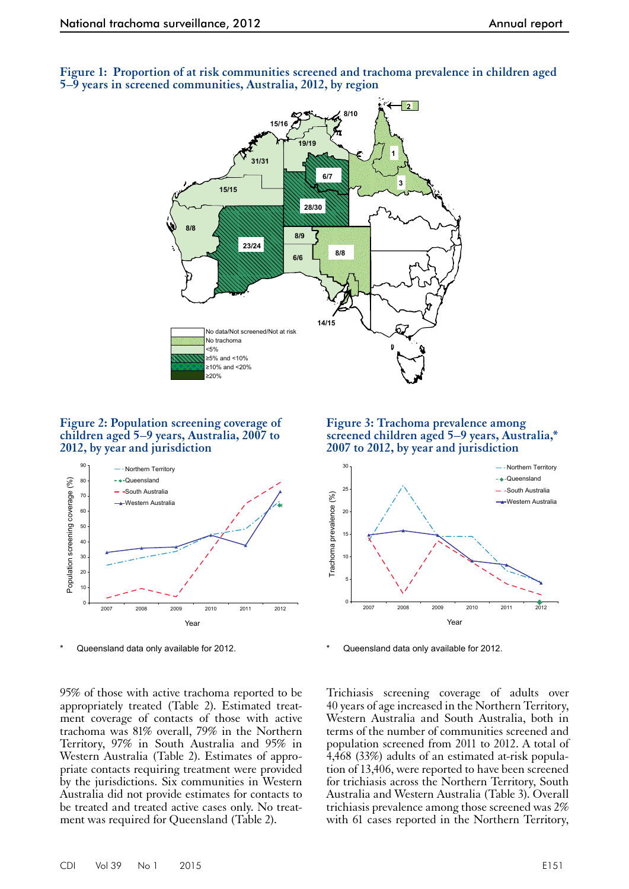**Figure 1: Proportion of at risk communities screened and trachoma prevalence in children aged 5–9 years in screened communities, Australia, 2012, by region**

**Figure 2: Population screening coverage of children aged 5–9 years, Australia, 2007 to 2012, by year and jurisdiction**

\* Queensland data only available for 2012.

**Figure 3: Trachoma prevalence among screened children aged 5–9 years, Australia,\* 2007 to 2012, by year and jurisdiction**

\* Queensland data only available for 2012.

95% of those with active trachoma reported to be appropriately treated (Table 2). Estimated treatment coverage of contacts of those with active trachoma was 81% overall, 79% in the Northern Territory, 97% in South Australia and 95% in Western Australia (Table 2). Estimates of appropriate contacts requiring treatment were provided by the jurisdictions. Six communities in Western Australia did not provide estimates for contacts to be treated and treated active cases only. No treatment was required for Queensland (Table 2).

Trichiasis screening coverage of adults over 40 years of age increased in the Northern Territory, Western Australia and South Australia, both in terms of the number of communities screened and population screened from 2011 to 2012. A total of 4,468 (33%) adults of an estimated at-risk population of 13,406, were reported to have been screened for trichiasis across the Northern Territory, South Australia and Western Australia (Table 3). Overall trichiasis prevalence among those screened was 2% with 61 cases reported in the Northern Territory,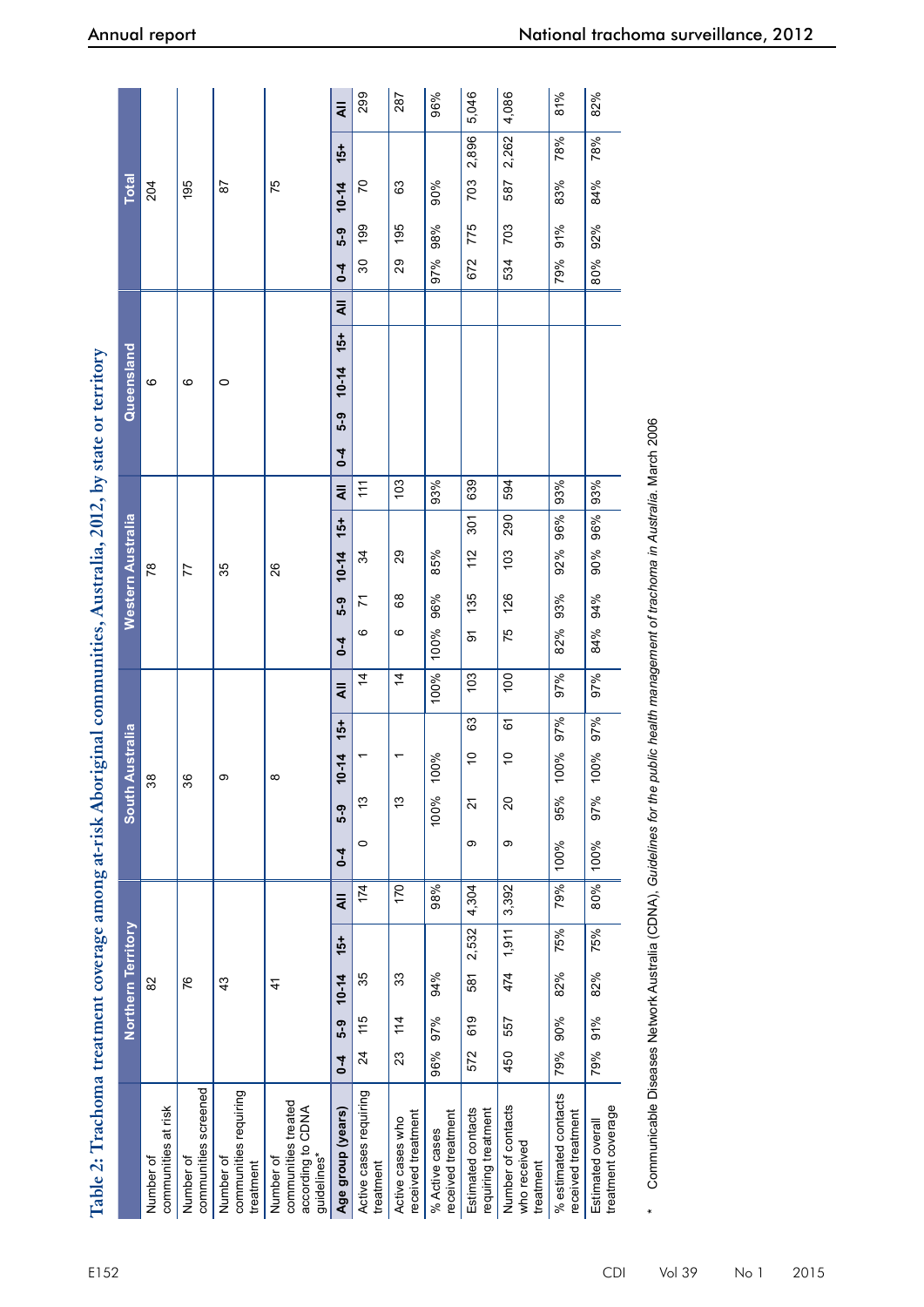Table 2: Trachoma treatment coverage among at-risk Aboriginal communities, Australia, 2012, by state or territory

| | Northern Territory | | | | | South Australia | | | | | Western Australia | | | | | Queensland | | | | | Total | | | | |
|---|---|---|---|---|---|---|---|---|---|---|---|---|---|---|---|---|---|---|---|---|---|---|---|---|---|
| Number of communities at risk | 82 | | | | | 38 | | | | | 78 | | | | | 6 | | | | | 204 | | | | |
| Number of communities screened | 76 | | | | | 36 | | | | | 77 | | | | | 6 | | | | | 195 | | | | |
| Number of communities requiring treatment | 43 | | | | | 9 | | | | | 35 | | | | | 0 | | | | | 87 | | | | |
| Number of communities treated according to CDNA guidelines* | 41 | | | | | 8 | | | | | 26 | | | | | | | | | | 75 | | | | |
| Age group (years) | 0–4 | 5–9 | 10–14 | 15+ | All | 0–4 | 5–9 | 10–14 | 15+ | All | 0–4 | 5–9 | 10–14 | 15+ | All | 0–4 | 5–9 | 10–14 | 15+ | All | 0–4 | 5–9 | 10–14 | 15+ | All |
| Active cases requiring treatment | 24 | 115 | 35 | | 174 | 0 | 13 | 1 | | 14 | 6 | 71 | 34 | | 111 | | | | | | 30 | 199 | 70 | | 299 |
| Active cases who received treatment | 23 | 114 | 33 | | 170 | | 13 | 1 | | 14 | 6 | 68 | 29 | | 103 | | | | | | 29 | 195 | 63 | | 287 |
| % Active cases received treatment | 96% | 97% | 94% | | 98% | | 100% | 100% | | 100% | 100% | 96% | 85% | | 93% | | | | | | 97% | 98% | 90% | | 96% |
| Estimated contacts requiring treatment | 572 | 619 | 581 | 2,532 | 4,304 | 9 | 21 | 10 | 63 | 103 | 91 | 135 | 112 | 301 | 639 | | | | | | 672 | 775 | 703 | 2,896 | 5,046 |
| Number of contacts who received treatment | 450 | 557 | 474 | 1,911 | 3,392 | 9 | 20 | 10 | 61 | 100 | 75 | 126 | 103 | 290 | 594 | | | | | | 534 | 703 | 587 | 2,262 | 4,086 |
| % estimated contacts received treatment | 79% | 90% | 82% | 75% | 79% | 100% | 95% | 100% | 97% | 97% | 82% | 93% | 92% | 96% | 93% | | | | | | 79% | 91% | 83% | 78% | 81% |
| Estimated overall treatment coverage | 79% | 91% | 82% | 75% | 80% | 100% | 97% | 100% | 97% | 97% | 84% | 94% | 90% | 96% | 93% | | | | | | 80% | 92% | 84% | 78% | 82% |

\* Communicable Diseases Network Australia (CDNA), *Guidelines for the public health management of trachoma in Australia*. March 2006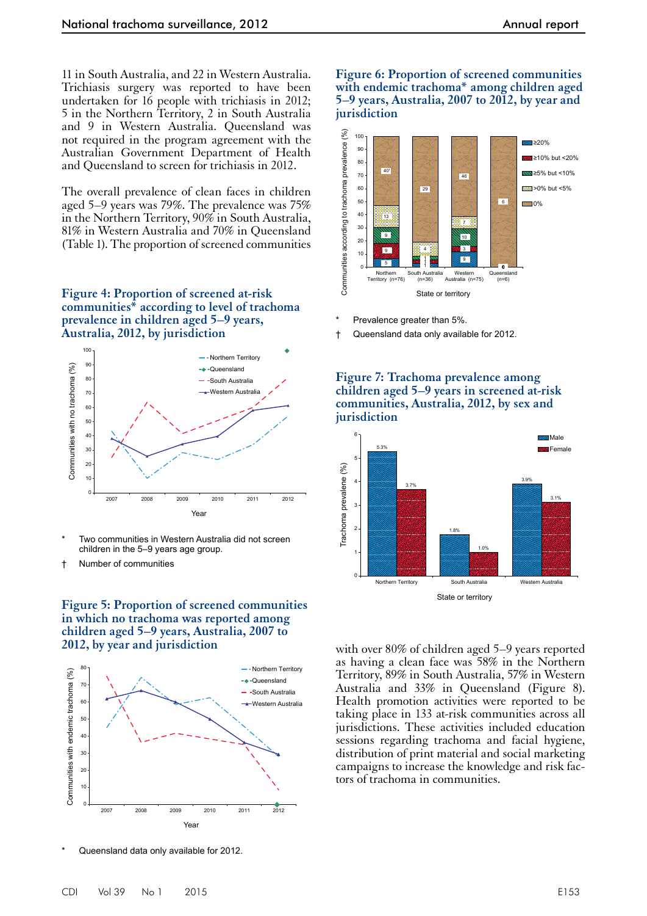11 in South Australia, and 22 in Western Australia. Trichiasis surgery was reported to have been undertaken for 16 people with trichiasis in 2012; 5 in the Northern Territory, 2 in South Australia and 9 in Western Australia. Queensland was not required in the program agreement with the Australian Government Department of Health and Queensland to screen for trichiasis in 2012.

The overall prevalence of clean faces in children aged 5–9 years was 79%. The prevalence was 75% in the Northern Territory, 90% in South Australia, 81% in Western Australia and 70% in Queensland (Table 1). The proportion of screened communities with over 80% of children aged 5–9 years reported as having a clean face was 58% in the Northern Territory, 89% in South Australia, 57% in Western Australia and 33% in Queensland (Figure 8). Health promotion activities were reported to be taking place in 133 at-risk communities across all jurisdictions. These activities included education sessions regarding trachoma and facial hygiene, distribution of print material and social marketing campaigns to increase the knowledge and risk factors of trachoma in communities.

### Figure 4: Proportion of screened at-risk communities* according to level of trachoma prevalence in children aged 5–9 years, Australia, 2012, by jurisdiction

\* Two communities in Western Australia did not screen children in the 5–9 years age group.

† Number of communities

### Figure 5: Proportion of screened communities in which no trachoma was reported among children aged 5–9 years, Australia, 2007 to 2012, by year and jurisdiction

\* Queensland data only available for 2012.

### Figure 6: Proportion of screened communities with endemic trachoma* among children aged 5–9 years, Australia, 2007 to 2012, by year and jurisdiction

\* Prevalence greater than 5%.

† Queensland data only available for 2012.

### Figure 7: Trachoma prevalence among children aged 5–9 years in screened at-risk communities, Australia, 2012, by sex and jurisdiction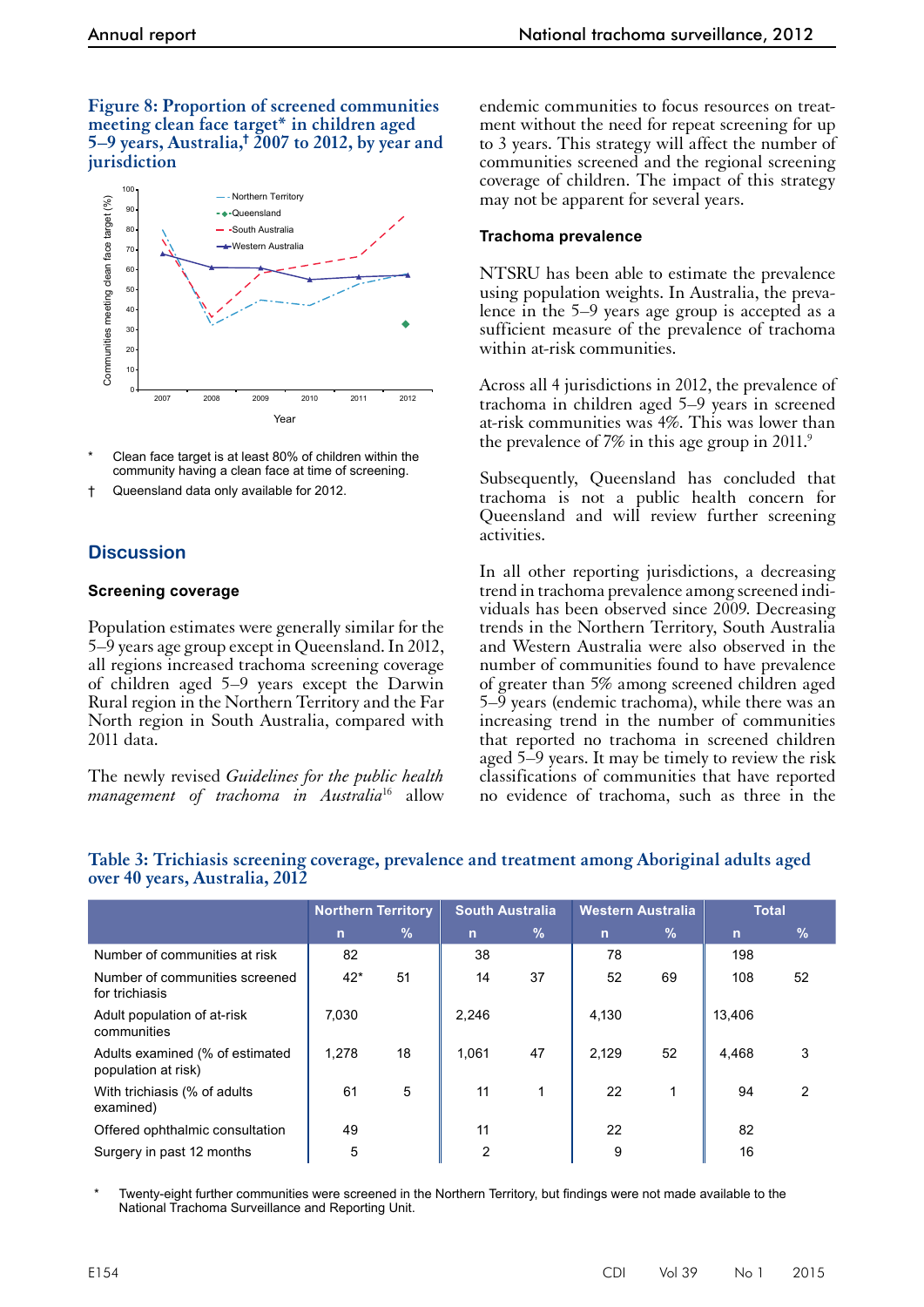**Figure 8: Proportion of screened communities meeting clean face target* in children aged 5–9 years, Australia,† 2007 to 2012, by year and jurisdiction**

\* Clean face target is at least 80% of children within the community having a clean face at time of screening.

† Queensland data only available for 2012.

## Discussion

### Screening coverage

Population estimates were generally similar for the 5–9 years age group except in Queensland. In 2012, all regions increased trachoma screening coverage of children aged 5–9 years except the Darwin Rural region in the Northern Territory and the Far North region in South Australia, compared with 2011 data.

The newly revised *Guidelines for the public health management of trachoma in Australia*[16] allow endemic communities to focus resources on treatment without the need for repeat screening for up to 3 years. This strategy will affect the number of communities screened and the regional screening coverage of children. The impact of this strategy may not be apparent for several years.

### Trachoma prevalence

NTSRU has been able to estimate the prevalence using population weights. In Australia, the prevalence in the 5–9 years age group is accepted as a sufficient measure of the prevalence of trachoma within at-risk communities.

Across all 4 jurisdictions in 2012, the prevalence of trachoma in children aged 5–9 years in screened at-risk communities was 4%. This was lower than the prevalence of 7% in this age group in 2011.[9]

Subsequently, Queensland has concluded that trachoma is not a public health concern for Queensland and will review further screening activities.

In all other reporting jurisdictions, a decreasing trend in trachoma prevalence among screened individuals has been observed since 2009. Decreasing trends in the Northern Territory, South Australia and Western Australia were also observed in the number of communities found to have prevalence of greater than 5% among screened children aged 5–9 years (endemic trachoma), while there was an increasing trend in the number of communities that reported no trachoma in screened children aged 5–9 years. It may be timely to review the risk classifications of communities that have reported no evidence of trachoma, such as three in the

**Table 3: Trichiasis screening coverage, prevalence and treatment among Aboriginal adults aged over 40 years, Australia, 2012**

| | Northern Territory | | South Australia | | Western Australia | | Total | |
|---|---|---|---|---|---|---|---|---|
| | n | % | n | % | n | % | n | % |
| Number of communities at risk | 82 | | 38 | | 78 | | 198 | |
| Number of communities screened for trichiasis | 42* | 51 | 14 | 37 | 52 | 69 | 108 | 52 |
| Adult population of at-risk communities | 7,030 | | 2,246 | | 4,130 | | 13,406 | |
| Adults examined (% of estimated population at risk) | 1,278 | 18 | 1,061 | 47 | 2,129 | 52 | 4,468 | 3 |
| With trichiasis (% of adults examined) | 61 | 5 | 11 | 1 | 22 | 1 | 94 | 2 |
| Offered ophthalmic consultation | 49 | | 11 | | 22 | | 82 | |
| Surgery in past 12 months | 5 | | 2 | | 9 | | 16 | |

\* Twenty-eight further communities were screened in the Northern Territory, but findings were not made available to the National Trachoma Surveillance and Reporting Unit.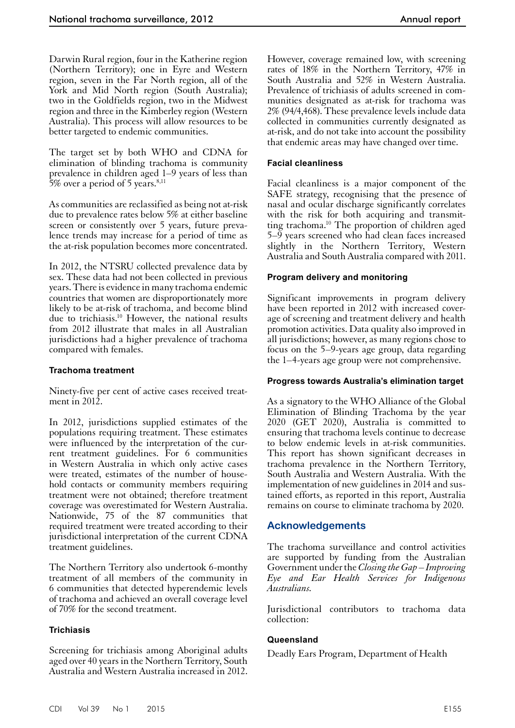Darwin Rural region, four in the Katherine region (Northern Territory); one in Eyre and Western region, seven in the Far North region, all of the York and Mid North region (South Australia); two in the Goldfields region, two in the Midwest region and three in the Kimberley region (Western Australia). This process will allow resources to be better targeted to endemic communities.

The target set by both WHO and CDNA for elimination of blinding trachoma is community prevalence in children aged 1–9 years of less than 5% over a period of 5 years.[8,11]

As communities are reclassified as being not at-risk due to prevalence rates below 5% at either baseline screen or consistently over 5 years, future prevalence trends may increase for a period of time as the at-risk population becomes more concentrated.

In 2012, the NTSRU collected prevalence data by sex. These data had not been collected in previous years. There is evidence in many trachoma endemic countries that women are disproportionately more likely to be at-risk of trachoma, and become blind due to trichiasis.[10] However, the national results from 2012 illustrate that males in all Australian jurisdictions had a higher prevalence of trachoma compared with females.

### Trachoma treatment

Ninety-five per cent of active cases received treatment in 2012.

In 2012, jurisdictions supplied estimates of the populations requiring treatment. These estimates were influenced by the interpretation of the current treatment guidelines. For 6 communities in Western Australia in which only active cases were treated, estimates of the number of household contacts or community members requiring treatment were not obtained; therefore treatment coverage was overestimated for Western Australia. Nationwide, 75 of the 87 communities that required treatment were treated according to their jurisdictional interpretation of the current CDNA treatment guidelines.

The Northern Territory also undertook 6-monthy treatment of all members of the community in 6 communities that detected hyperendemic levels of trachoma and achieved an overall coverage level of 70% for the second treatment.

### Trichiasis

Screening for trichiasis among Aboriginal adults aged over 40 years in the Northern Territory, South Australia and Western Australia increased in 2012. However, coverage remained low, with screening rates of 18% in the Northern Territory, 47% in South Australia and 52% in Western Australia. Prevalence of trichiasis of adults screened in communities designated as at-risk for trachoma was 2% (94/4,468). These prevalence levels include data collected in communities currently designated as at-risk, and do not take into account the possibility that endemic areas may have changed over time.

### Facial cleanliness

Facial cleanliness is a major component of the SAFE strategy, recognising that the presence of nasal and ocular discharge significantly correlates with the risk for both acquiring and transmitting trachoma.[10] The proportion of children aged 5–9 years screened who had clean faces increased slightly in the Northern Territory, Western Australia and South Australia compared with 2011.

### Program delivery and monitoring

Significant improvements in program delivery have been reported in 2012 with increased coverage of screening and treatment delivery and health promotion activities. Data quality also improved in all jurisdictions; however, as many regions chose to focus on the 5–9-years age group, data regarding the 1–4-years age group were not comprehensive.

### Progress towards Australia's elimination target

As a signatory to the WHO Alliance of the Global Elimination of Blinding Trachoma by the year 2020 (GET 2020), Australia is committed to ensuring that trachoma levels continue to decrease to below endemic levels in at-risk communities. This report has shown significant decreases in trachoma prevalence in the Northern Territory, South Australia and Western Australia. With the implementation of new guidelines in 2014 and sustained efforts, as reported in this report, Australia remains on course to eliminate trachoma by 2020.

## Acknowledgements

The trachoma surveillance and control activities are supported by funding from the Australian Government under the *Closing the Gap – Improving Eye and Ear Health Services for Indigenous Australians.*

Jurisdictional contributors to trachoma data collection:

### Queensland

Deadly Ears Program, Department of Health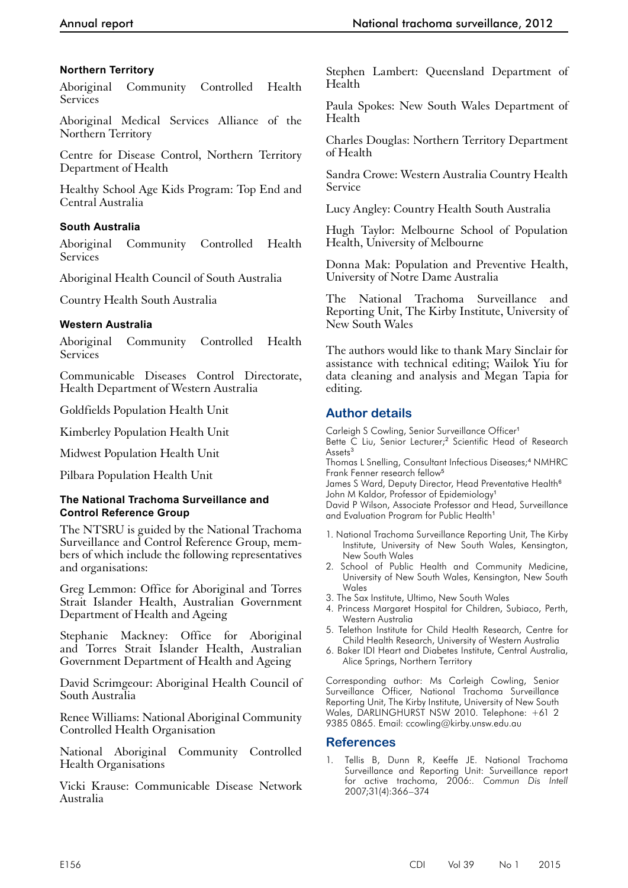### Northern Territory

Aboriginal Community Controlled Health Services

Aboriginal Medical Services Alliance of the Northern Territory

Centre for Disease Control, Northern Territory Department of Health

Healthy School Age Kids Program: Top End and Central Australia

### South Australia

Aboriginal Community Controlled Health Services

Aboriginal Health Council of South Australia

Country Health South Australia

### Western Australia

Aboriginal Community Controlled Health Services

Communicable Diseases Control Directorate, Health Department of Western Australia

Goldfields Population Health Unit

Kimberley Population Health Unit

Midwest Population Health Unit

Pilbara Population Health Unit

### The National Trachoma Surveillance and Control Reference Group

The NTSRU is guided by the National Trachoma Surveillance and Control Reference Group, members of which include the following representatives and organisations:

Greg Lemmon: Office for Aboriginal and Torres Strait Islander Health, Australian Government Department of Health and Ageing

Stephanie Mackney: Office for Aboriginal and Torres Strait Islander Health, Australian Government Department of Health and Ageing

David Scrimgeour: Aboriginal Health Council of South Australia

Renee Williams: National Aboriginal Community Controlled Health Organisation

National Aboriginal Community Controlled Health Organisations

Vicki Krause: Communicable Disease Network Australia

Stephen Lambert: Queensland Department of Health

Paula Spokes: New South Wales Department of Health

Charles Douglas: Northern Territory Department of Health

Sandra Crowe: Western Australia Country Health Service

Lucy Angley: Country Health South Australia

Hugh Taylor: Melbourne School of Population Health, University of Melbourne

Donna Mak: Population and Preventive Health, University of Notre Dame Australia

The National Trachoma Surveillance and Reporting Unit, The Kirby Institute, University of New South Wales

The authors would like to thank Mary Sinclair for assistance with technical editing; Wailok Yiu for data cleaning and analysis and Megan Tapia for editing.

## Author details

Carleigh S Cowling, Senior Surveillance Officer[1]
Bette C Liu, Senior Lecturer;[2] Scientific Head of Research Assets[3]
Thomas L Snelling, Consultant Infectious Diseases;[4] NMHRC Frank Fenner research fellow[5]
James S Ward, Deputy Director, Head Preventative Health[6]
John M Kaldor, Professor of Epidemiology[1]
David P Wilson, Associate Professor and Head, Surveillance and Evaluation Program for Public Health[1]

1. National Trachoma Surveillance Reporting Unit, The Kirby Institute, University of New South Wales, Kensington, New South Wales
2. School of Public Health and Community Medicine, University of New South Wales, Kensington, New South Wales
3. The Sax Institute, Ultimo, New South Wales
4. Princess Margaret Hospital for Children, Subiaco, Perth, Western Australia
5. Telethon Institute for Child Health Research, Centre for Child Health Research, University of Western Australia
6. Baker IDI Heart and Diabetes Institute, Central Australia, Alice Springs, Northern Territory

Corresponding author: Ms Carleigh Cowling, Senior Surveillance Officer, National Trachoma Surveillance Reporting Unit, The Kirby Institute, University of New South Wales, DARLINGHURST NSW 2010. Telephone: +61 2 9385 0865. Email: ccowling@kirby.unsw.edu.au

## References

1. Tellis B, Dunn R, Keeffe JE. National Trachoma Surveillance and Reporting Unit: Surveillance report for active trachoma, 2006:. *Commun Dis Intell* 2007;31(4):366–374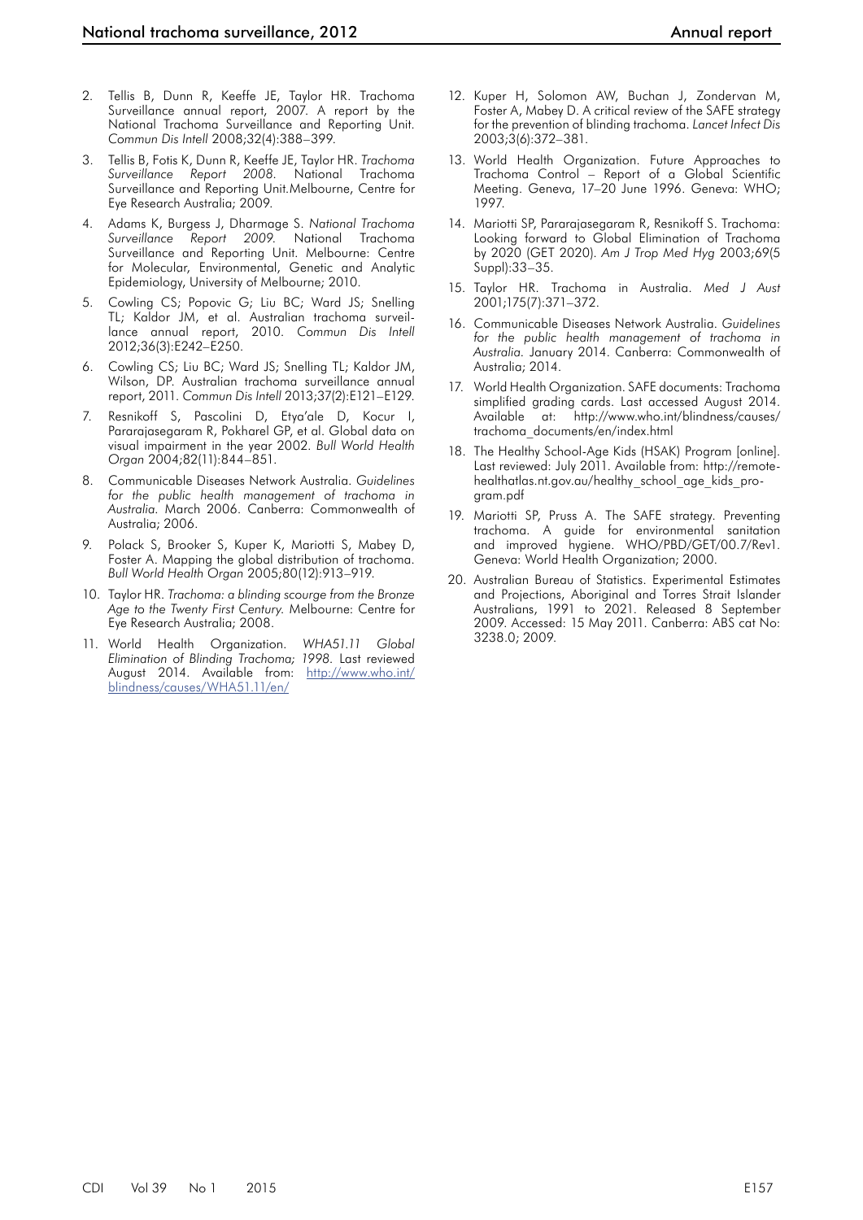2. Tellis B, Dunn R, Keeffe JE, Taylor HR. Trachoma Surveillance annual report, 2007. A report by the National Trachoma Surveillance and Reporting Unit. *Commun Dis Intell* 2008;32(4):388–399.
3. Tellis B, Fotis K, Dunn R, Keeffe JE, Taylor HR. *Trachoma Surveillance Report 2008*. National Trachoma Surveillance and Reporting Unit.Melbourne, Centre for Eye Research Australia; 2009.
4. Adams K, Burgess J, Dharmage S. *National Trachoma Surveillance Report 2009*. National Trachoma Surveillance and Reporting Unit. Melbourne: Centre for Molecular, Environmental, Genetic and Analytic Epidemiology, University of Melbourne; 2010.
5. Cowling CS; Popovic G; Liu BC; Ward JS; Snelling TL; Kaldor JM, et al. Australian trachoma surveillance annual report, 2010. *Commun Dis Intell* 2012;36(3):E242–E250.
6. Cowling CS; Liu BC; Ward JS; Snelling TL; Kaldor JM, Wilson, DP. Australian trachoma surveillance annual report, 2011. *Commun Dis Intell* 2013;37(2):E121–E129.
7. Resnikoff S, Pascolini D, Etya'ale D, Kocur I, Pararajasegaram R, Pokharel GP, et al. Global data on visual impairment in the year 2002. *Bull World Health Organ* 2004;82(11):844–851.
8. Communicable Diseases Network Australia. *Guidelines for the public health management of trachoma in Australia*. March 2006. Canberra: Commonwealth of Australia; 2006.
9. Polack S, Brooker S, Kuper K, Mariotti S, Mabey D, Foster A. Mapping the global distribution of trachoma. *Bull World Health Organ* 2005;80(12):913–919.
10. Taylor HR. *Trachoma: a blinding scourge from the Bronze Age to the Twenty First Century*. Melbourne: Centre for Eye Research Australia; 2008.
11. World Health Organization. *WHA51.11 Global Elimination of Blinding Trachoma; 1998*. Last reviewed August 2014. Available from: http://www.who.int/blindness/causes/WHA51.11/en/
12. Kuper H, Solomon AW, Buchan J, Zondervan M, Foster A, Mabey D. A critical review of the SAFE strategy for the prevention of blinding trachoma. *Lancet Infect Dis* 2003;3(6):372–381.
13. World Health Organization. Future Approaches to Trachoma Control – Report of a Global Scientific Meeting. Geneva, 17–20 June 1996. Geneva: WHO; 1997.
14. Mariotti SP, Pararajasegaram R, Resnikoff S. Trachoma: Looking forward to Global Elimination of Trachoma by 2020 (GET 2020). *Am J Trop Med Hyg* 2003;69(5 Suppl):33–35.
15. Taylor HR. Trachoma in Australia. *Med J Aust* 2001;175(7):371–372.
16. Communicable Diseases Network Australia. *Guidelines for the public health management of trachoma in Australia*. January 2014. Canberra: Commonwealth of Australia; 2014.
17. World Health Organization. SAFE documents: Trachoma simplified grading cards. Last accessed August 2014. Available at: http://www.who.int/blindness/causes/trachoma_documents/en/index.html
18. The Healthy School-Age Kids (HSAK) Program [online]. Last reviewed: July 2011. Available from: http://remotehealthatlas.nt.gov.au/healthy_school_age_kids_program.pdf
19. Mariotti SP, Pruss A. The SAFE strategy. Preventing trachoma. A guide for environmental sanitation and improved hygiene. WHO/PBD/GET/00.7/Rev1. Geneva: World Health Organization; 2000.
20. Australian Bureau of Statistics. Experimental Estimates and Projections, Aboriginal and Torres Strait Islander Australians, 1991 to 2021. Released 8 September 2009. Accessed: 15 May 2011. Canberra: ABS cat No: 3238.0; 2009.